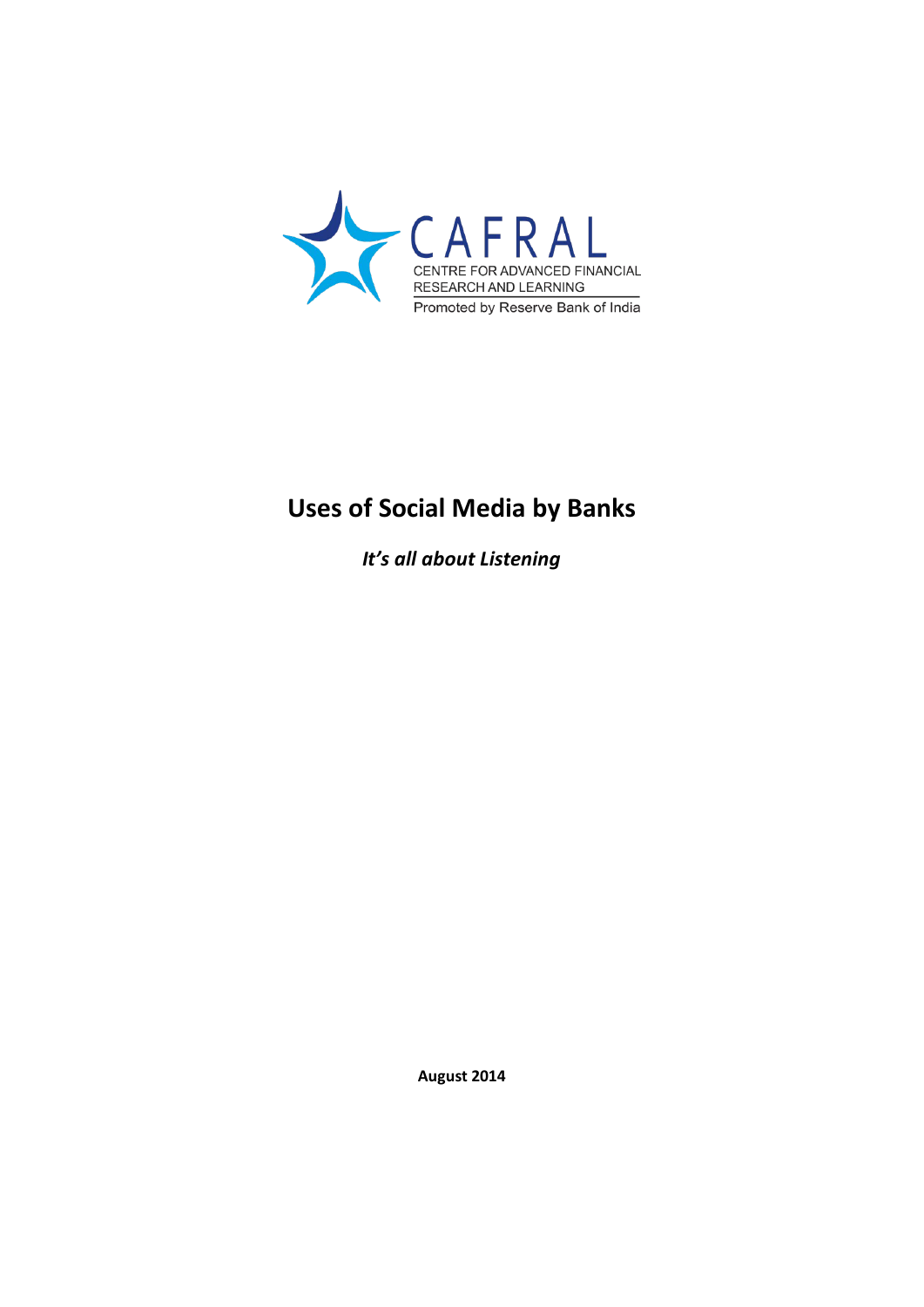CAFRAL

CENTRE FOR ADVANCED FINANCIAL RESEARCH AND LEARNING

Promoted by Reserve Bank of India

# Uses of Social Media by Banks

***It's all about Listening***

**August 2014**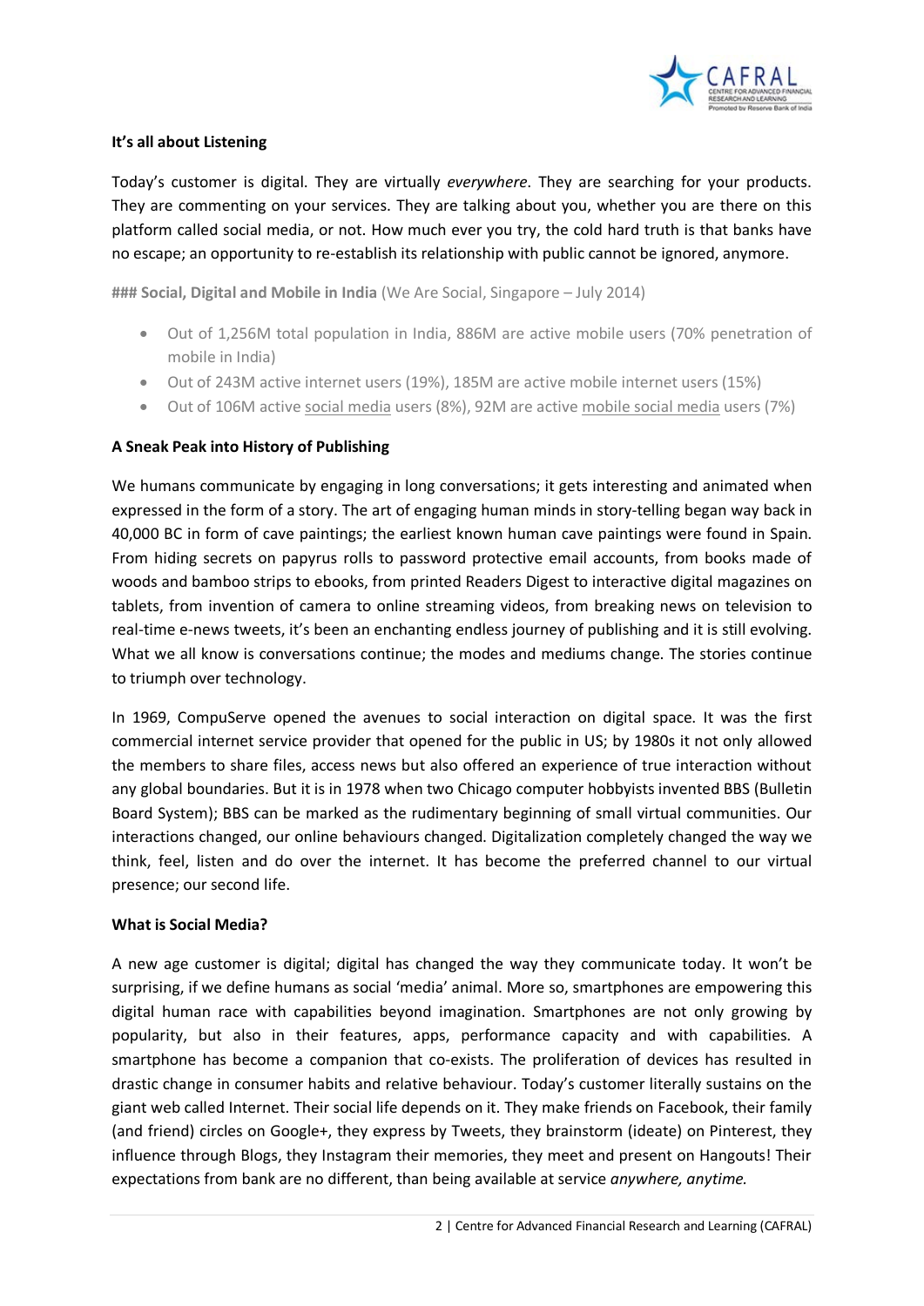**It's all about Listening**

Today's customer is digital. They are virtually *everywhere*. They are searching for your products. They are commenting on your services. They are talking about you, whether you are there on this platform called social media, or not. How much ever you try, the cold hard truth is that banks have no escape; an opportunity to re-establish its relationship with public cannot be ignored, anymore.

### **Social, Digital and Mobile in India** (We Are Social, Singapore – July 2014)

- Out of 1,256M total population in India, 886M are active mobile users (70% penetration of mobile in India)
- Out of 243M active internet users (19%), 185M are active mobile internet users (15%)
- Out of 106M active social media users (8%), 92M are active mobile social media users (7%)

**A Sneak Peak into History of Publishing**

We humans communicate by engaging in long conversations; it gets interesting and animated when expressed in the form of a story. The art of engaging human minds in story-telling began way back in 40,000 BC in form of cave paintings; the earliest known human cave paintings were found in Spain. From hiding secrets on papyrus rolls to password protective email accounts, from books made of woods and bamboo strips to ebooks, from printed Readers Digest to interactive digital magazines on tablets, from invention of camera to online streaming videos, from breaking news on television to real-time e-news tweets, it's been an enchanting endless journey of publishing and it is still evolving. What we all know is conversations continue; the modes and mediums change. The stories continue to triumph over technology.

In 1969, CompuServe opened the avenues to social interaction on digital space. It was the first commercial internet service provider that opened for the public in US; by 1980s it not only allowed the members to share files, access news but also offered an experience of true interaction without any global boundaries. But it is in 1978 when two Chicago computer hobbyists invented BBS (Bulletin Board System); BBS can be marked as the rudimentary beginning of small virtual communities. Our interactions changed, our online behaviours changed. Digitalization completely changed the way we think, feel, listen and do over the internet. It has become the preferred channel to our virtual presence; our second life.

**What is Social Media?**

A new age customer is digital; digital has changed the way they communicate today. It won't be surprising, if we define humans as social 'media' animal. More so, smartphones are empowering this digital human race with capabilities beyond imagination. Smartphones are not only growing by popularity, but also in their features, apps, performance capacity and with capabilities. A smartphone has become a companion that co-exists. The proliferation of devices has resulted in drastic change in consumer habits and relative behaviour. Today's customer literally sustains on the giant web called Internet. Their social life depends on it. They make friends on Facebook, their family (and friend) circles on Google+, they express by Tweets, they brainstorm (ideate) on Pinterest, they influence through Blogs, they Instagram their memories, they meet and present on Hangouts! Their expectations from bank are no different, than being available at service *anywhere, anytime.*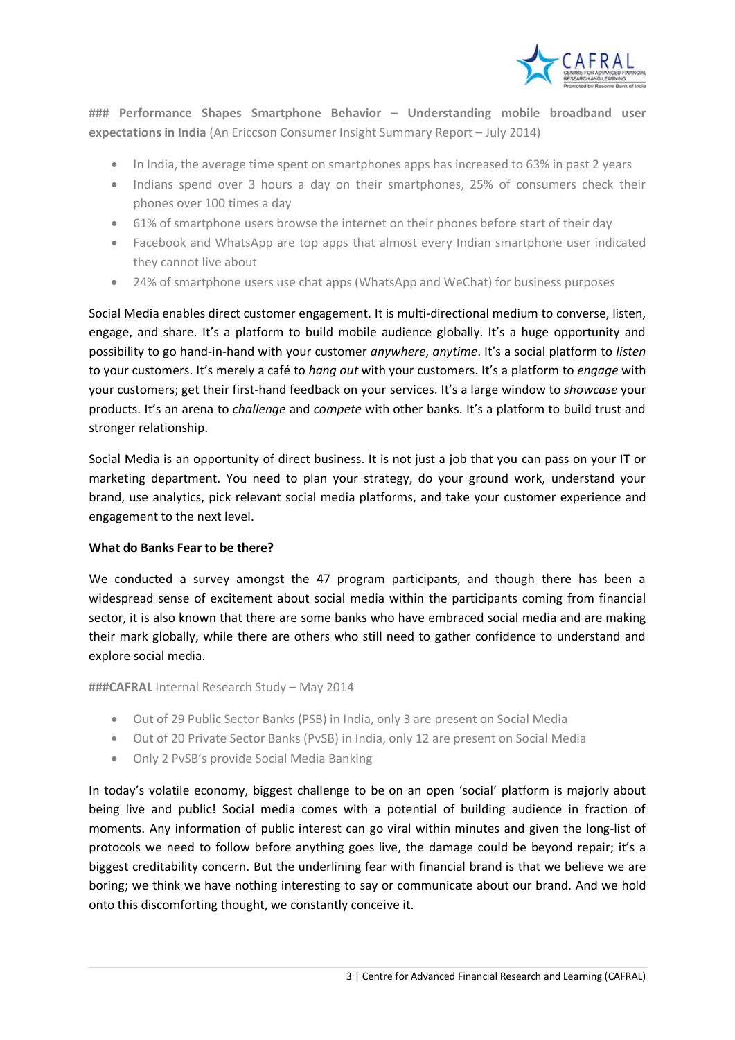### Performance Shapes Smartphone Behavior – Understanding mobile broadband user expectations in India (An Ericcson Consumer Insight Summary Report – July 2014)

- In India, the average time spent on smartphones apps has increased to 63% in past 2 years
- Indians spend over 3 hours a day on their smartphones, 25% of consumers check their phones over 100 times a day
- 61% of smartphone users browse the internet on their phones before start of their day
- Facebook and WhatsApp are top apps that almost every Indian smartphone user indicated they cannot live about
- 24% of smartphone users use chat apps (WhatsApp and WeChat) for business purposes

Social Media enables direct customer engagement. It is multi-directional medium to converse, listen, engage, and share. It's a platform to build mobile audience globally. It's a huge opportunity and possibility to go hand-in-hand with your customer *anywhere*, *anytime*. It's a social platform to *listen* to your customers. It's merely a café to *hang out* with your customers. It's a platform to *engage* with your customers; get their first-hand feedback on your services. It's a large window to *showcase* your products. It's an arena to *challenge* and *compete* with other banks. It's a platform to build trust and stronger relationship.

Social Media is an opportunity of direct business. It is not just a job that you can pass on your IT or marketing department. You need to plan your strategy, do your ground work, understand your brand, use analytics, pick relevant social media platforms, and take your customer experience and engagement to the next level.

**What do Banks Fear to be there?**

We conducted a survey amongst the 47 program participants, and though there has been a widespread sense of excitement about social media within the participants coming from financial sector, it is also known that there are some banks who have embraced social media and are making their mark globally, while there are others who still need to gather confidence to understand and explore social media.

###**CAFRAL** Internal Research Study – May 2014

- Out of 29 Public Sector Banks (PSB) in India, only 3 are present on Social Media
- Out of 20 Private Sector Banks (PvSB) in India, only 12 are present on Social Media
- Only 2 PvSB's provide Social Media Banking

In today's volatile economy, biggest challenge to be on an open 'social' platform is majorly about being live and public! Social media comes with a potential of building audience in fraction of moments. Any information of public interest can go viral within minutes and given the long-list of protocols we need to follow before anything goes live, the damage could be beyond repair; it's a biggest creditability concern. But the underlining fear with financial brand is that we believe we are boring; we think we have nothing interesting to say or communicate about our brand. And we hold onto this discomforting thought, we constantly conceive it.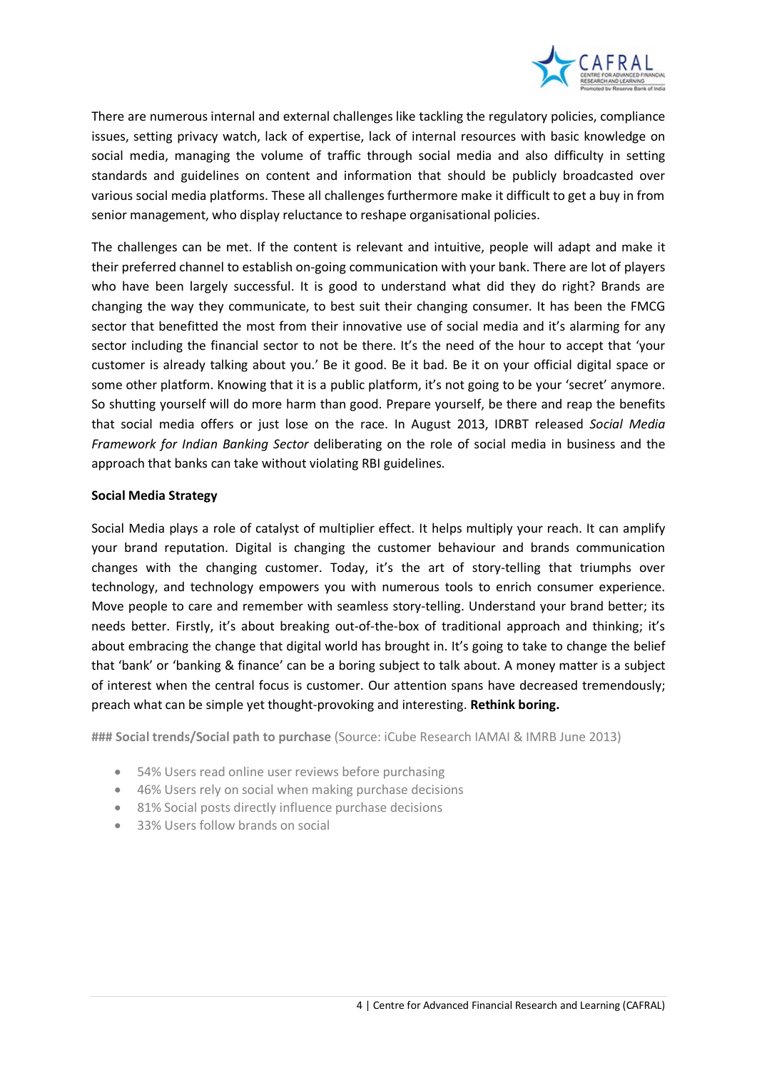There are numerous internal and external challenges like tackling the regulatory policies, compliance issues, setting privacy watch, lack of expertise, lack of internal resources with basic knowledge on social media, managing the volume of traffic through social media and also difficulty in setting standards and guidelines on content and information that should be publicly broadcasted over various social media platforms. These all challenges furthermore make it difficult to get a buy in from senior management, who display reluctance to reshape organisational policies.

The challenges can be met. If the content is relevant and intuitive, people will adapt and make it their preferred channel to establish on-going communication with your bank. There are lot of players who have been largely successful. It is good to understand what did they do right? Brands are changing the way they communicate, to best suit their changing consumer. It has been the FMCG sector that benefitted the most from their innovative use of social media and it's alarming for any sector including the financial sector to not be there. It's the need of the hour to accept that 'your customer is already talking about you.' Be it good. Be it bad. Be it on your official digital space or some other platform. Knowing that it is a public platform, it's not going to be your 'secret' anymore. So shutting yourself will do more harm than good. Prepare yourself, be there and reap the benefits that social media offers or just lose on the race. In August 2013, IDRBT released *Social Media Framework for Indian Banking Sector* deliberating on the role of social media in business and the approach that banks can take without violating RBI guidelines.

**Social Media Strategy**

Social Media plays a role of catalyst of multiplier effect. It helps multiply your reach. It can amplify your brand reputation. Digital is changing the customer behaviour and brands communication changes with the changing customer. Today, it's the art of story-telling that triumphs over technology, and technology empowers you with numerous tools to enrich consumer experience. Move people to care and remember with seamless story-telling. Understand your brand better; its needs better. Firstly, it's about breaking out-of-the-box of traditional approach and thinking; it's about embracing the change that digital world has brought in. It's going to take to change the belief that 'bank' or 'banking & finance' can be a boring subject to talk about. A money matter is a subject of interest when the central focus is customer. Our attention spans have decreased tremendously; preach what can be simple yet thought-provoking and interesting. **Rethink boring.**

### **Social trends/Social path to purchase** (Source: iCube Research IAMAI & IMRB June 2013)

- 54% Users read online user reviews before purchasing
- 46% Users rely on social when making purchase decisions
- 81% Social posts directly influence purchase decisions
- 33% Users follow brands on social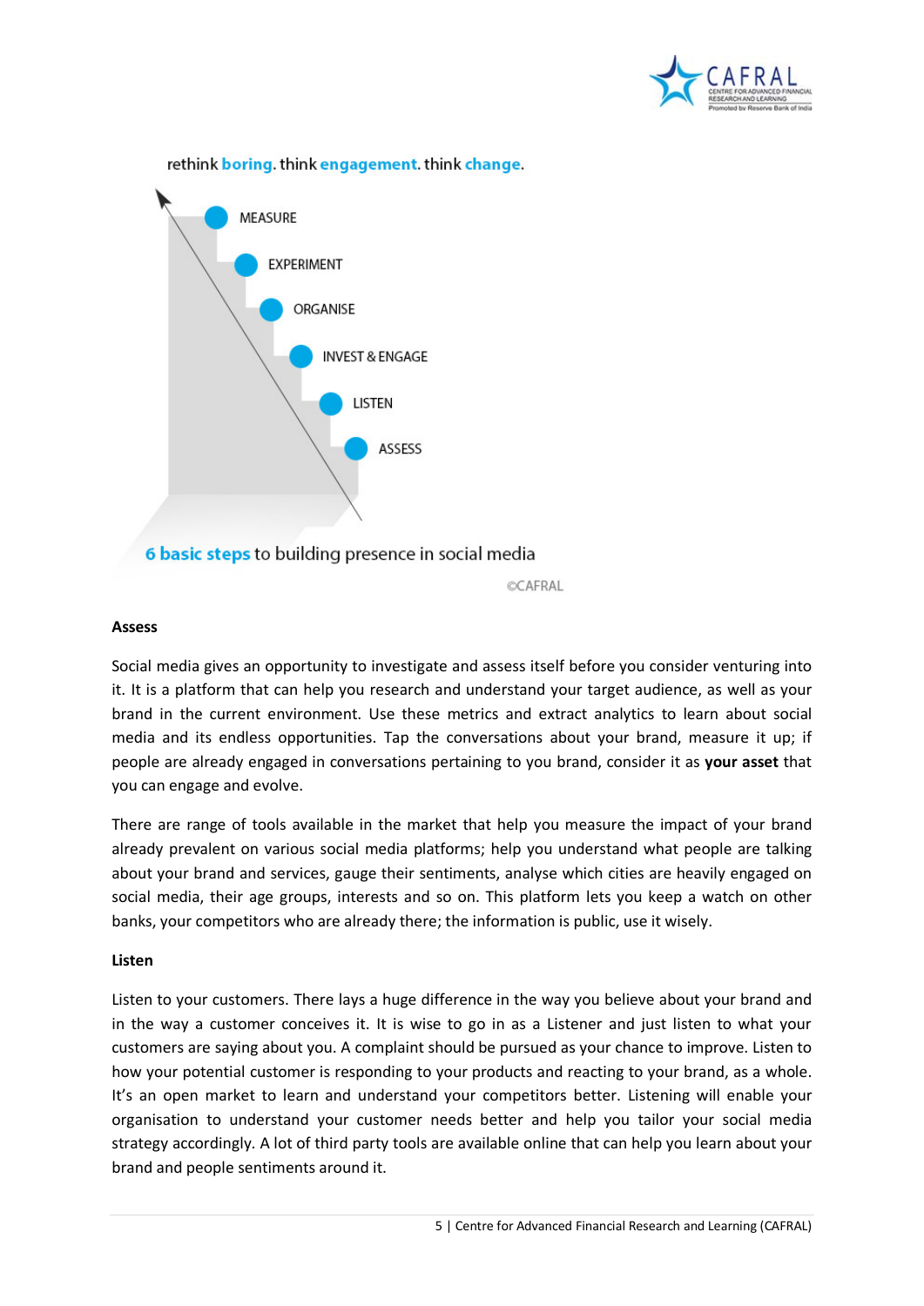rethink **boring**. think **engagement**. think **change**.

- MEASURE
- EXPERIMENT
- ORGANISE
- INVEST & ENGAGE
- LISTEN
- ASSESS

**6 basic steps** to building presence in social media

©CAFRAL

**Assess**

Social media gives an opportunity to investigate and assess itself before you consider venturing into it. It is a platform that can help you research and understand your target audience, as well as your brand in the current environment. Use these metrics and extract analytics to learn about social media and its endless opportunities. Tap the conversations about your brand, measure it up; if people are already engaged in conversations pertaining to you brand, consider it as **your asset** that you can engage and evolve.

There are range of tools available in the market that help you measure the impact of your brand already prevalent on various social media platforms; help you understand what people are talking about your brand and services, gauge their sentiments, analyse which cities are heavily engaged on social media, their age groups, interests and so on. This platform lets you keep a watch on other banks, your competitors who are already there; the information is public, use it wisely.

**Listen**

Listen to your customers. There lays a huge difference in the way you believe about your brand and in the way a customer conceives it. It is wise to go in as a Listener and just listen to what your customers are saying about you. A complaint should be pursued as your chance to improve. Listen to how your potential customer is responding to your products and reacting to your brand, as a whole. It's an open market to learn and understand your competitors better. Listening will enable your organisation to understand your customer needs better and help you tailor your social media strategy accordingly. A lot of third party tools are available online that can help you learn about your brand and people sentiments around it.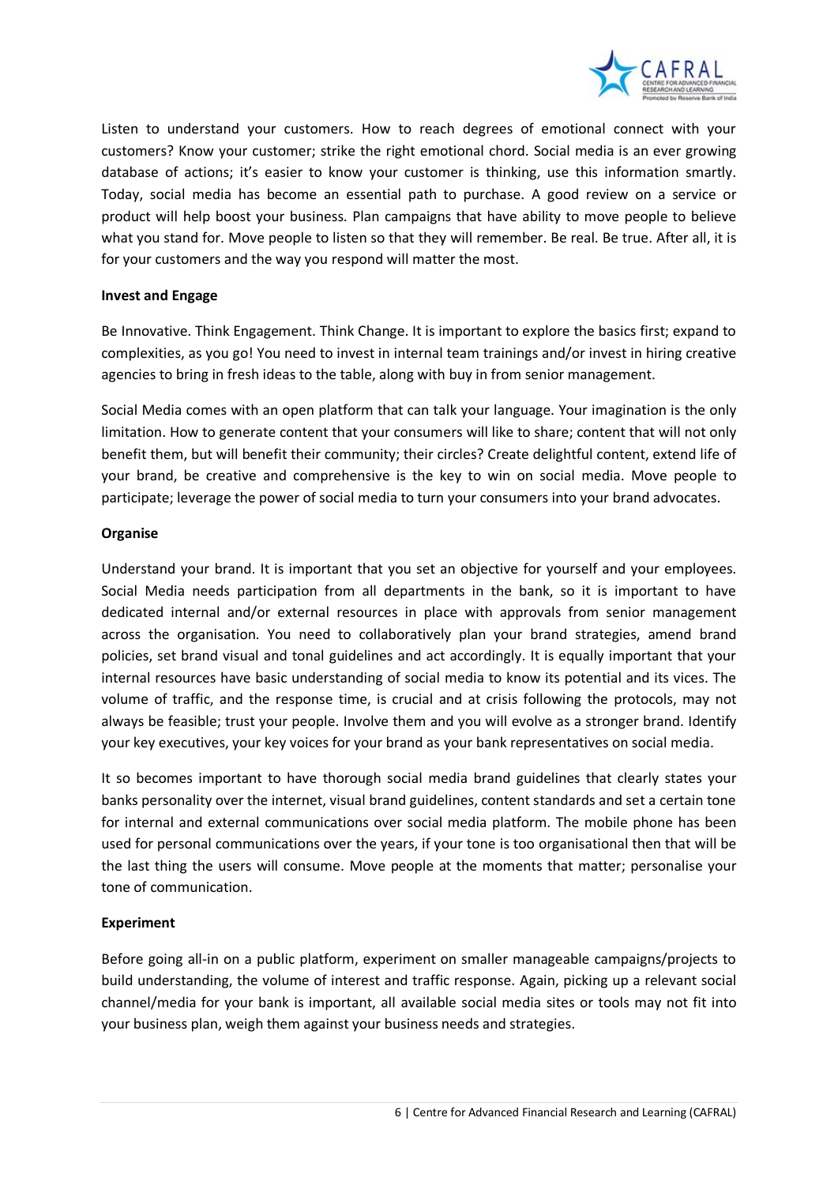Listen to understand your customers. How to reach degrees of emotional connect with your customers? Know your customer; strike the right emotional chord. Social media is an ever growing database of actions; it's easier to know your customer is thinking, use this information smartly. Today, social media has become an essential path to purchase. A good review on a service or product will help boost your business. Plan campaigns that have ability to move people to believe what you stand for. Move people to listen so that they will remember. Be real. Be true. After all, it is for your customers and the way you respond will matter the most.

**Invest and Engage**

Be Innovative. Think Engagement. Think Change. It is important to explore the basics first; expand to complexities, as you go! You need to invest in internal team trainings and/or invest in hiring creative agencies to bring in fresh ideas to the table, along with buy in from senior management.

Social Media comes with an open platform that can talk your language. Your imagination is the only limitation. How to generate content that your consumers will like to share; content that will not only benefit them, but will benefit their community; their circles? Create delightful content, extend life of your brand, be creative and comprehensive is the key to win on social media. Move people to participate; leverage the power of social media to turn your consumers into your brand advocates.

**Organise**

Understand your brand. It is important that you set an objective for yourself and your employees. Social Media needs participation from all departments in the bank, so it is important to have dedicated internal and/or external resources in place with approvals from senior management across the organisation. You need to collaboratively plan your brand strategies, amend brand policies, set brand visual and tonal guidelines and act accordingly. It is equally important that your internal resources have basic understanding of social media to know its potential and its vices. The volume of traffic, and the response time, is crucial and at crisis following the protocols, may not always be feasible; trust your people. Involve them and you will evolve as a stronger brand. Identify your key executives, your key voices for your brand as your bank representatives on social media.

It so becomes important to have thorough social media brand guidelines that clearly states your banks personality over the internet, visual brand guidelines, content standards and set a certain tone for internal and external communications over social media platform. The mobile phone has been used for personal communications over the years, if your tone is too organisational then that will be the last thing the users will consume. Move people at the moments that matter; personalise your tone of communication.

**Experiment**

Before going all-in on a public platform, experiment on smaller manageable campaigns/projects to build understanding, the volume of interest and traffic response. Again, picking up a relevant social channel/media for your bank is important, all available social media sites or tools may not fit into your business plan, weigh them against your business needs and strategies.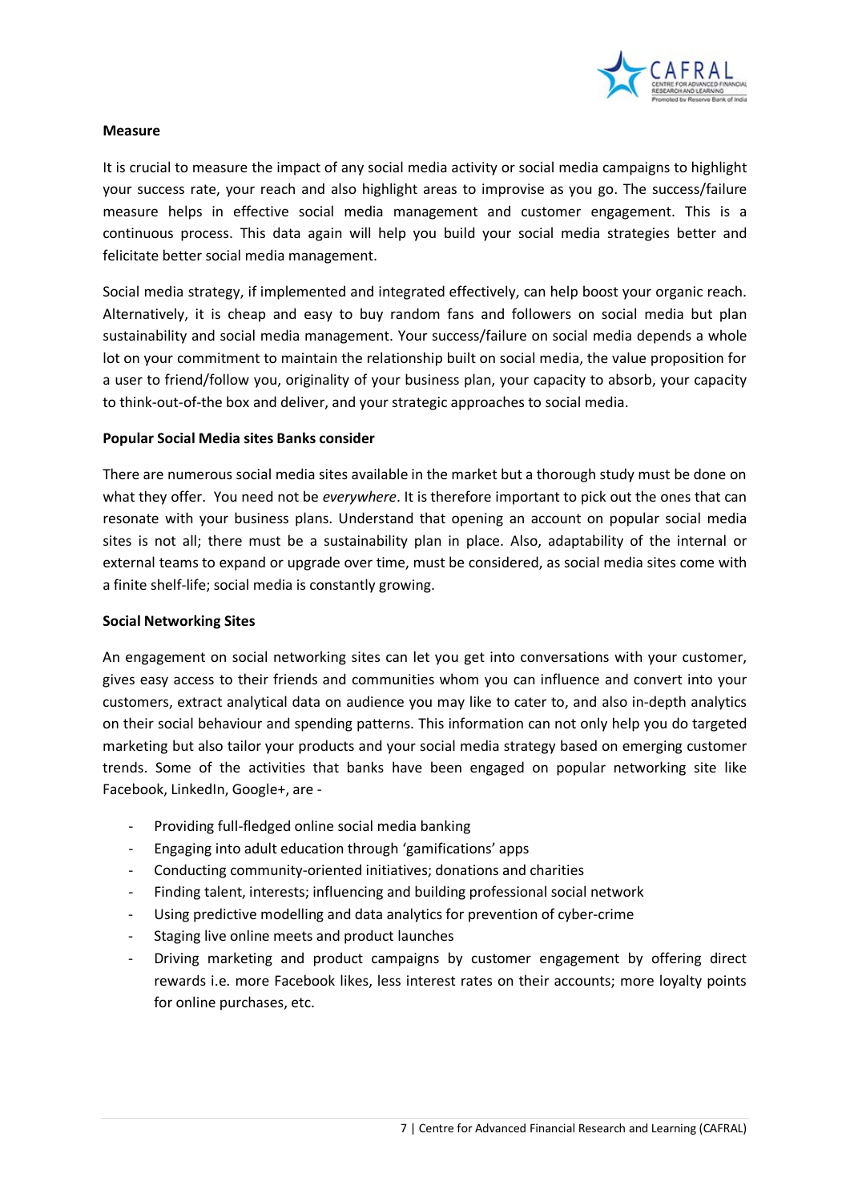### Measure

It is crucial to measure the impact of any social media activity or social media campaigns to highlight your success rate, your reach and also highlight areas to improvise as you go. The success/failure measure helps in effective social media management and customer engagement. This is a continuous process. This data again will help you build your social media strategies better and felicitate better social media management.

Social media strategy, if implemented and integrated effectively, can help boost your organic reach. Alternatively, it is cheap and easy to buy random fans and followers on social media but plan sustainability and social media management. Your success/failure on social media depends a whole lot on your commitment to maintain the relationship built on social media, the value proposition for a user to friend/follow you, originality of your business plan, your capacity to absorb, your capacity to think-out-of-the box and deliver, and your strategic approaches to social media.

### Popular Social Media sites Banks consider

There are numerous social media sites available in the market but a thorough study must be done on what they offer. You need not be *everywhere*. It is therefore important to pick out the ones that can resonate with your business plans. Understand that opening an account on popular social media sites is not all; there must be a sustainability plan in place. Also, adaptability of the internal or external teams to expand or upgrade over time, must be considered, as social media sites come with a finite shelf-life; social media is constantly growing.

### Social Networking Sites

An engagement on social networking sites can let you get into conversations with your customer, gives easy access to their friends and communities whom you can influence and convert into your customers, extract analytical data on audience you may like to cater to, and also in-depth analytics on their social behaviour and spending patterns. This information can not only help you do targeted marketing but also tailor your products and your social media strategy based on emerging customer trends. Some of the activities that banks have been engaged on popular networking site like Facebook, LinkedIn, Google+, are -

- Providing full-fledged online social media banking
- Engaging into adult education through 'gamifications' apps
- Conducting community-oriented initiatives; donations and charities
- Finding talent, interests; influencing and building professional social network
- Using predictive modelling and data analytics for prevention of cyber-crime
- Staging live online meets and product launches
- Driving marketing and product campaigns by customer engagement by offering direct rewards i.e. more Facebook likes, less interest rates on their accounts; more loyalty points for online purchases, etc.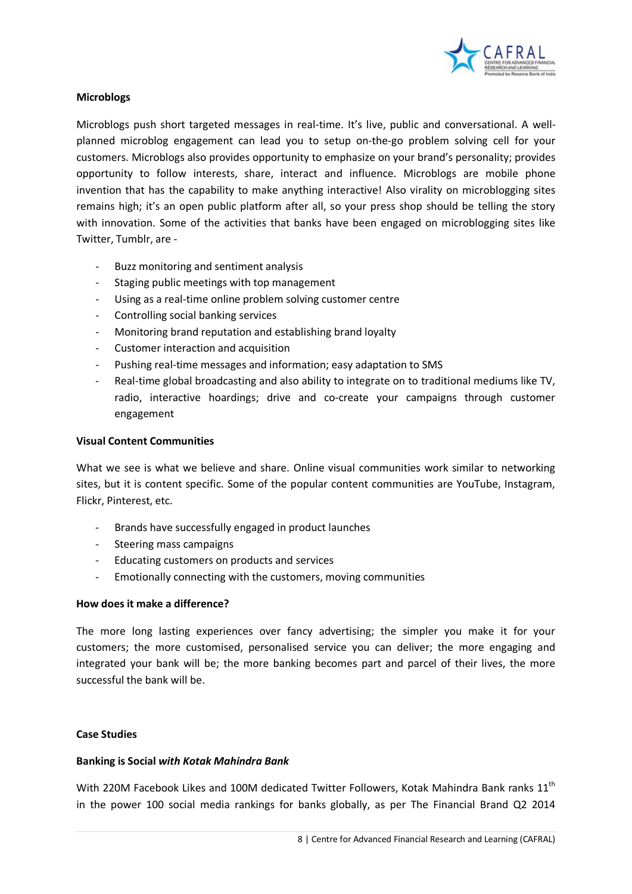**Microblogs**

Microblogs push short targeted messages in real-time. It's live, public and conversational. A well-planned microblog engagement can lead you to setup on-the-go problem solving cell for your customers. Microblogs also provides opportunity to emphasize on your brand's personality; provides opportunity to follow interests, share, interact and influence. Microblogs are mobile phone invention that has the capability to make anything interactive! Also virality on microblogging sites remains high; it's an open public platform after all, so your press shop should be telling the story with innovation. Some of the activities that banks have been engaged on microblogging sites like Twitter, Tumblr, are -

- Buzz monitoring and sentiment analysis
- Staging public meetings with top management
- Using as a real-time online problem solving customer centre
- Controlling social banking services
- Monitoring brand reputation and establishing brand loyalty
- Customer interaction and acquisition
- Pushing real-time messages and information; easy adaptation to SMS
- Real-time global broadcasting and also ability to integrate on to traditional mediums like TV, radio, interactive hoardings; drive and co-create your campaigns through customer engagement

**Visual Content Communities**

What we see is what we believe and share. Online visual communities work similar to networking sites, but it is content specific. Some of the popular content communities are YouTube, Instagram, Flickr, Pinterest, etc.

- Brands have successfully engaged in product launches
- Steering mass campaigns
- Educating customers on products and services
- Emotionally connecting with the customers, moving communities

**How does it make a difference?**

The more long lasting experiences over fancy advertising; the simpler you make it for your customers; the more customised, personalised service you can deliver; the more engaging and integrated your bank will be; the more banking becomes part and parcel of their lives, the more successful the bank will be.

**Case Studies**

**Banking is Social *with Kotak Mahindra Bank***

With 220M Facebook Likes and 100M dedicated Twitter Followers, Kotak Mahindra Bank ranks 11th in the power 100 social media rankings for banks globally, as per The Financial Brand Q2 2014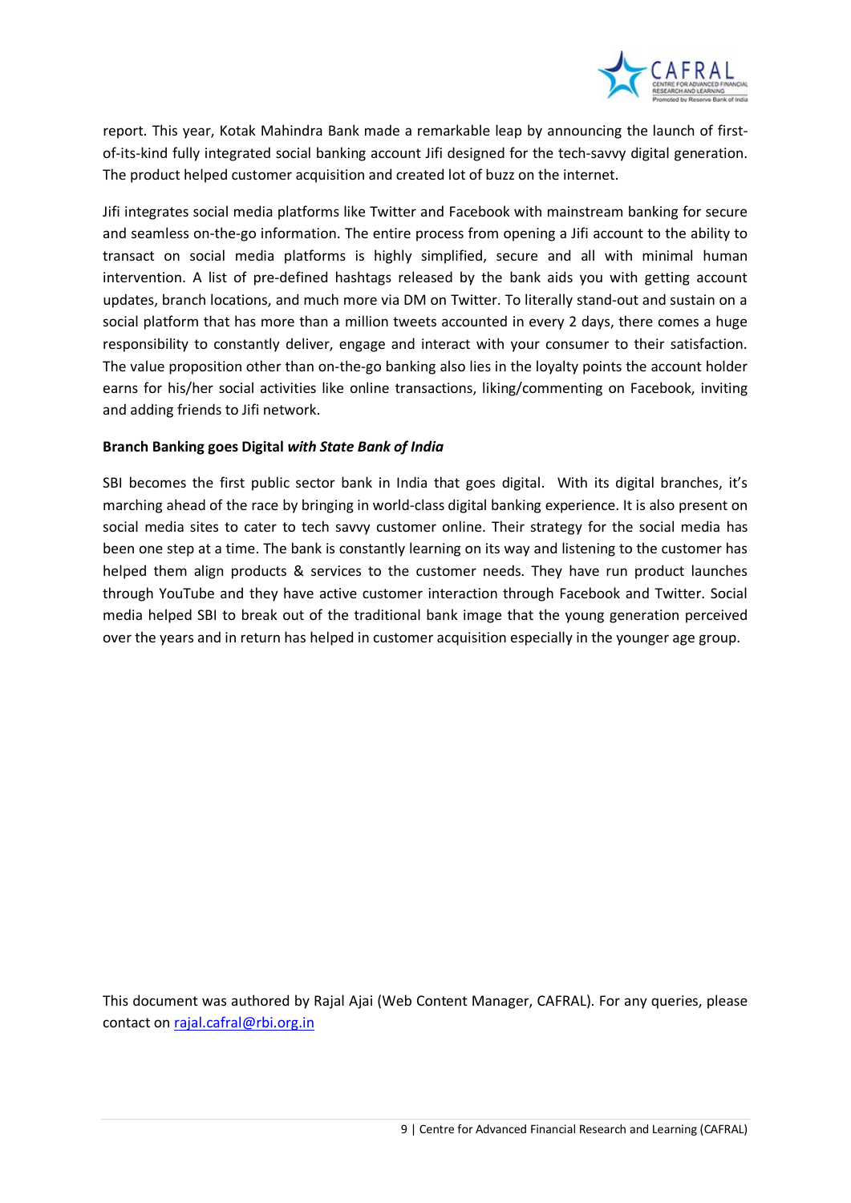report. This year, Kotak Mahindra Bank made a remarkable leap by announcing the launch of first-of-its-kind fully integrated social banking account Jifi designed for the tech-savvy digital generation. The product helped customer acquisition and created lot of buzz on the internet.

Jifi integrates social media platforms like Twitter and Facebook with mainstream banking for secure and seamless on-the-go information. The entire process from opening a Jifi account to the ability to transact on social media platforms is highly simplified, secure and all with minimal human intervention. A list of pre-defined hashtags released by the bank aids you with getting account updates, branch locations, and much more via DM on Twitter. To literally stand-out and sustain on a social platform that has more than a million tweets accounted in every 2 days, there comes a huge responsibility to constantly deliver, engage and interact with your consumer to their satisfaction. The value proposition other than on-the-go banking also lies in the loyalty points the account holder earns for his/her social activities like online transactions, liking/commenting on Facebook, inviting and adding friends to Jifi network.

**Branch Banking goes Digital *with State Bank of India***

SBI becomes the first public sector bank in India that goes digital. With its digital branches, it's marching ahead of the race by bringing in world-class digital banking experience. It is also present on social media sites to cater to tech savvy customer online. Their strategy for the social media has been one step at a time. The bank is constantly learning on its way and listening to the customer has helped them align products & services to the customer needs. They have run product launches through YouTube and they have active customer interaction through Facebook and Twitter. Social media helped SBI to break out of the traditional bank image that the young generation perceived over the years and in return has helped in customer acquisition especially in the younger age group.

This document was authored by Rajal Ajai (Web Content Manager, CAFRAL). For any queries, please contact on rajal.cafral@rbi.org.in